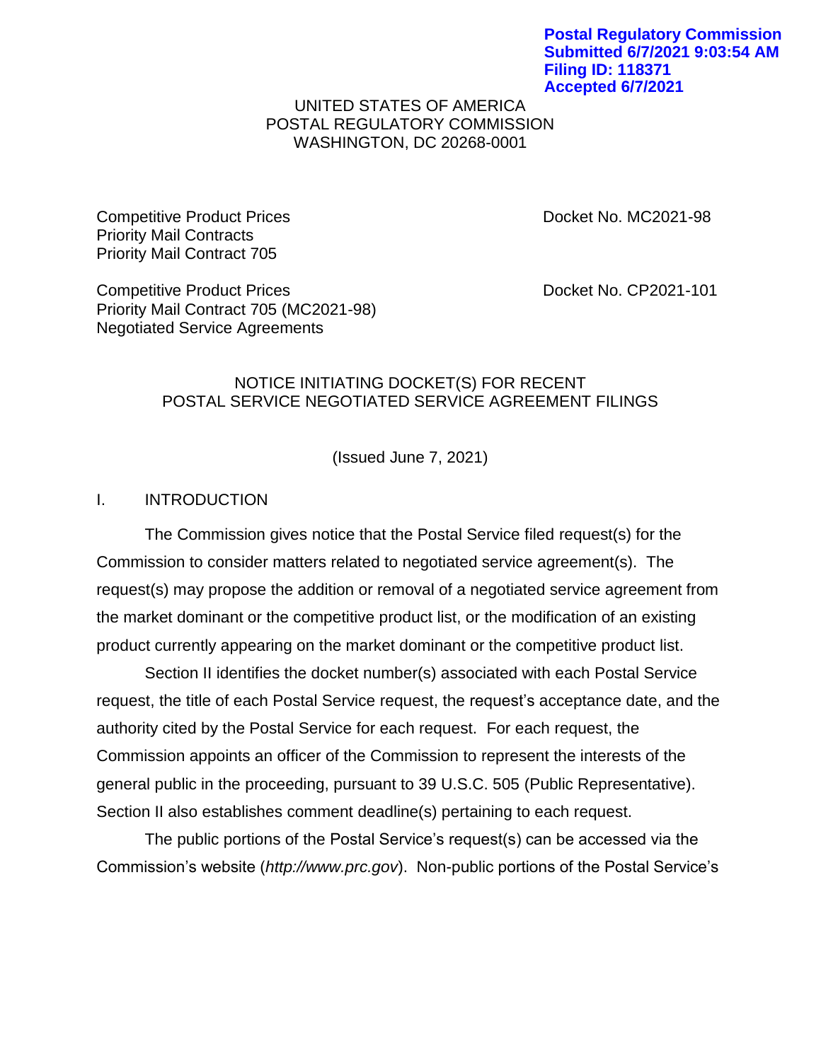**Postal Regulatory Commission**
**Submitted 6/7/2021 9:03:54 AM**
**Filing ID: 118371**
**Accepted 6/7/2021**

UNITED STATES OF AMERICA
POSTAL REGULATORY COMMISSION
WASHINGTON, DC 20268-0001

| | |
|---|---|
| Competitive Product Prices<br>Priority Mail Contracts<br>Priority Mail Contract 705 | Docket No. MC2021-98 |
| Competitive Product Prices<br>Priority Mail Contract 705 (MC2021-98)<br>Negotiated Service Agreements | Docket No. CP2021-101 |

NOTICE INITIATING DOCKET(S) FOR RECENT
POSTAL SERVICE NEGOTIATED SERVICE AGREEMENT FILINGS

(Issued June 7, 2021)

## I. INTRODUCTION

The Commission gives notice that the Postal Service filed request(s) for the Commission to consider matters related to negotiated service agreement(s). The request(s) may propose the addition or removal of a negotiated service agreement from the market dominant or the competitive product list, or the modification of an existing product currently appearing on the market dominant or the competitive product list.

Section II identifies the docket number(s) associated with each Postal Service request, the title of each Postal Service request, the request's acceptance date, and the authority cited by the Postal Service for each request. For each request, the Commission appoints an officer of the Commission to represent the interests of the general public in the proceeding, pursuant to 39 U.S.C. 505 (Public Representative). Section II also establishes comment deadline(s) pertaining to each request.

The public portions of the Postal Service's request(s) can be accessed via the Commission's website (*http://www.prc.gov*). Non-public portions of the Postal Service's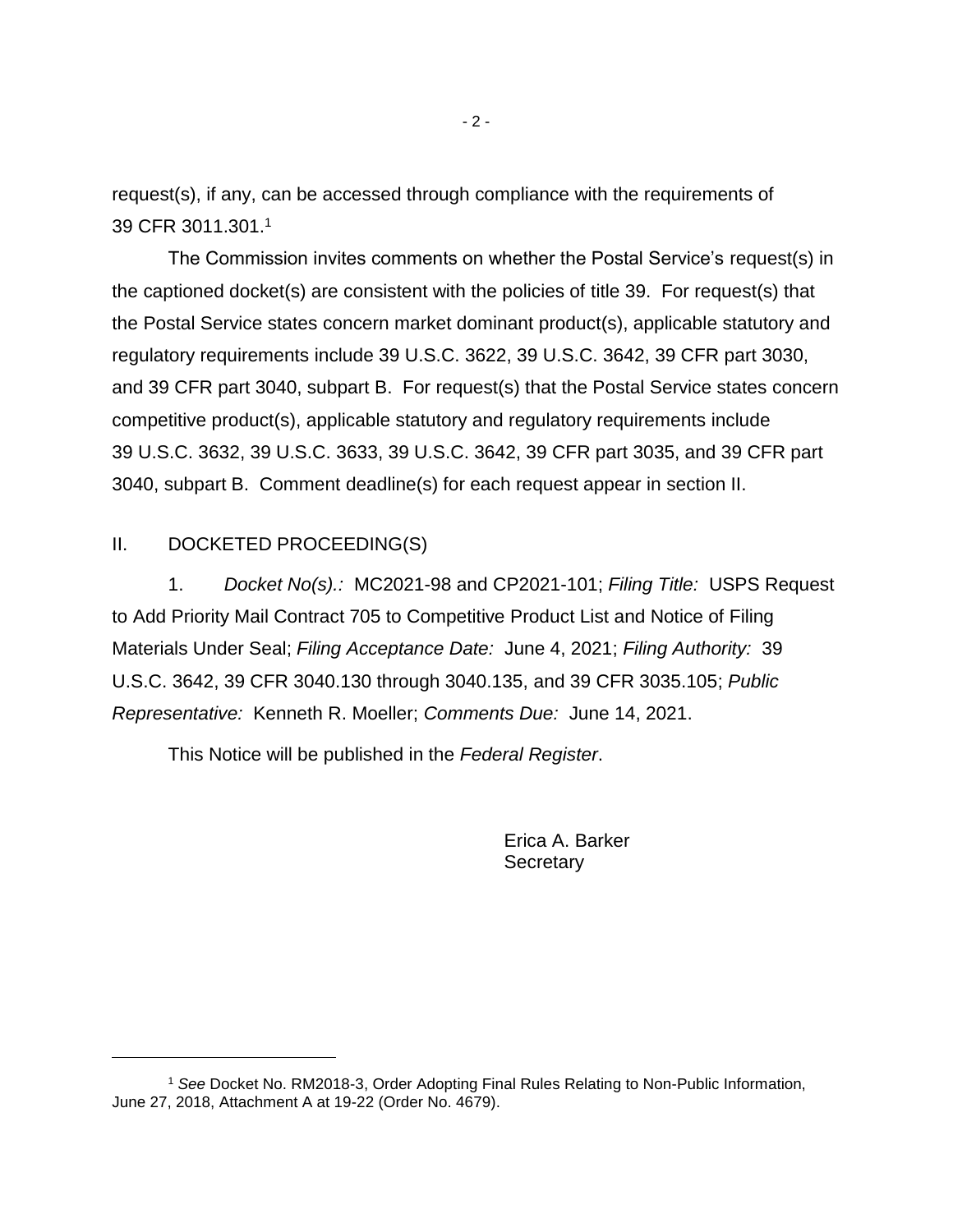request(s), if any, can be accessed through compliance with the requirements of 39 CFR 3011.301.[1]

The Commission invites comments on whether the Postal Service's request(s) in the captioned docket(s) are consistent with the policies of title 39. For request(s) that the Postal Service states concern market dominant product(s), applicable statutory and regulatory requirements include 39 U.S.C. 3622, 39 U.S.C. 3642, 39 CFR part 3030, and 39 CFR part 3040, subpart B. For request(s) that the Postal Service states concern competitive product(s), applicable statutory and regulatory requirements include 39 U.S.C. 3632, 39 U.S.C. 3633, 39 U.S.C. 3642, 39 CFR part 3035, and 39 CFR part 3040, subpart B. Comment deadline(s) for each request appear in section II.

## II. DOCKETED PROCEEDING(S)

1. *Docket No(s).:* MC2021-98 and CP2021-101; *Filing Title:* USPS Request to Add Priority Mail Contract 705 to Competitive Product List and Notice of Filing Materials Under Seal; *Filing Acceptance Date:* June 4, 2021; *Filing Authority:* 39 U.S.C. 3642, 39 CFR 3040.130 through 3040.135, and 39 CFR 3035.105; *Public Representative:* Kenneth R. Moeller; *Comments Due:* June 14, 2021.

This Notice will be published in the *Federal Register*.

Erica A. Barker
Secretary

---

[1] *See* Docket No. RM2018-3, Order Adopting Final Rules Relating to Non-Public Information, June 27, 2018, Attachment A at 19-22 (Order No. 4679).